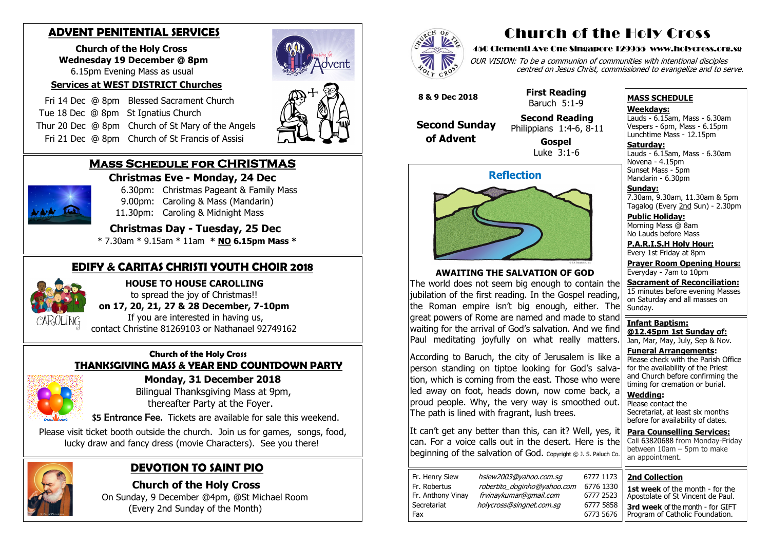## ADVENT PENITENTIAL SERVICES

**Church of the Holy Cross**
**Wednesday 19 December @ 8pm**
6.15pm Evening Mass as usual

**Services at WEST DISTRICT Churches**

Fri 14 Dec @ 8pm Blessed Sacrament Church
Tue 18 Dec @ 8pm St Ignatius Church
Thur 20 Dec @ 8pm Church of St Mary of the Angels
Fri 21 Dec @ 8pm Church of St Francis of Assisi

## MASS SCHEDULE FOR CHRISTMAS

**Christmas Eve - Monday, 24 Dec**

6.30pm: Christmas Pageant & Family Mass
9.00pm: Caroling & Mass (Mandarin)
11.30pm: Caroling & Midnight Mass

**Christmas Day - Tuesday, 25 Dec**

* 7.30am * 9.15am * 11am **\* NO 6.15pm Mass \***

## EDIFY & CARITAS CHRISTI YOUTH CHOIR 2018

**HOUSE TO HOUSE CAROLLING**
to spread the joy of Christmas!!
**on 17, 20, 21, 27 & 28 December, 7-10pm**
If you are interested in having us,
contact Christine 81269103 or Nathanael 92749162

## Church of the Holy Cross
## THANKSGIVING MASS & YEAR END COUNTDOWN PARTY

**Monday, 31 December 2018**
Bilingual Thanksgiving Mass at 9pm,
thereafter Party at the Foyer.

**$5 Entrance Fee.** Tickets are available for sale this weekend.

Please visit ticket booth outside the church. Join us for games, songs, food, lucky draw and fancy dress (movie Characters). See you there!

## DEVOTION TO SAINT PIO

**Church of the Holy Cross**
On Sunday, 9 December @4pm, @St Michael Room
(Every 2nd Sunday of the Month)

# Church of the Holy Cross

**450 Clementi Ave One Singapore 129955 www.holycross.org.sg**

*OUR VISION: To be a communion of communities with intentional disciples centred on Jesus Christ, commissioned to evangelize and to serve.*

**8 & 9 Dec 2018**

**Second Sunday of Advent**

**First Reading**
Baruch 5:1-9

**Second Reading**
Philippians 1:4-6, 8-11

**Gospel**
Luke 3:1-6

## Reflection

**AWAITING THE SALVATION OF GOD**

The world does not seem big enough to contain the jubilation of the first reading. In the Gospel reading, the Roman empire isn't big enough, either. The great powers of Rome are named and made to stand waiting for the arrival of God's salvation. And we find Paul meditating joyfully on what really matters.

According to Baruch, the city of Jerusalem is like a person standing on tiptoe looking for God's salvation, which is coming from the east. Those who were led away on foot, heads down, now come back, a proud people. Why, the very way is smoothed out. The path is lined with fragrant, lush trees.

It can't get any better than this, can it? Well, yes, it can. For a voice calls out in the desert. Here is the beginning of the salvation of God. Copyright © J. S. Paluch Co.

| | | |
|---|---|---|
| Fr. Henry Siew | hsiew2003@yahoo.com.sg | 6777 1173 |
| Fr. Robertus | robertito_doginho@yahoo.com | 6776 1330 |
| Fr. Anthony Vinay | frvinaykumar@gmail.com | 6777 2523 |
| Secretariat | holycross@singnet.com.sg | 6777 5858 |
| Fax | | 6773 5676 |

### MASS SCHEDULE

**Weekdays:**
Lauds - 6.15am, Mass - 6.30am
Vespers - 6pm, Mass - 6.15pm
Lunchtime Mass - 12.15pm

**Saturday:**
Lauds - 6.15am, Mass - 6.30am
Novena - 4.15pm
Sunset Mass - 5pm
Mandarin - 6.30pm

**Sunday:**
7.30am, 9.30am, 11.30am & 5pm
Tagalog (Every 2nd Sun) - 2.30pm

**Public Holiday:**
Morning Mass @ 8am
No Lauds before Mass

**P.A.R.I.S.H Holy Hour:**
Every 1st Friday at 8pm

**Prayer Room Opening Hours:**
Everyday - 7am to 10pm

**Sacrament of Reconciliation:**
15 minutes before evening Masses on Saturday and all masses on Sunday.

**Infant Baptism:**
**@12.45pm 1st Sunday of:**
Jan, Mar, May, July, Sep & Nov.

**Funeral Arrangements:**
Please check with the Parish Office for the availability of the Priest and Church before confirming the timing for cremation or burial.

**Wedding:**
Please contact the Secretariat, at least six months before for availability of dates.

**Para Counselling Services:**
Call 63820688 from Monday-Friday between 10am – 5pm to make an appointment.

### 2nd Collection

**1st week** of the month - for the Apostolate of St Vincent de Paul.
**3rd week** of the month - for GIFT Program of Catholic Foundation.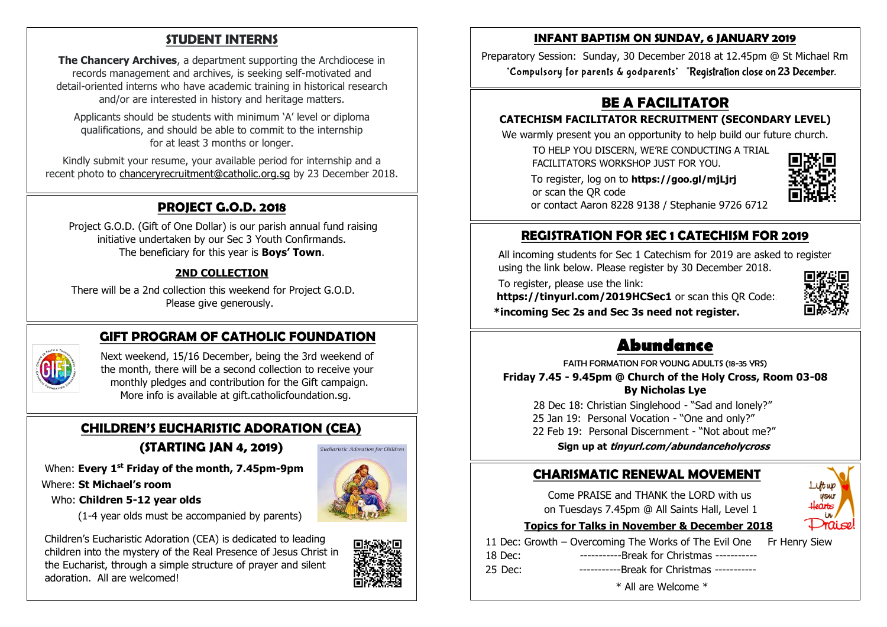## STUDENT INTERNS

**The Chancery Archives**, a department supporting the Archdiocese in records management and archives, is seeking self-motivated and detail-oriented interns who have academic training in historical research and/or are interested in history and heritage matters.

Applicants should be students with minimum 'A' level or diploma qualifications, and should be able to commit to the internship for at least 3 months or longer.

Kindly submit your resume, your available period for internship and a recent photo to chanceryrecruitment@catholic.org.sg by 23 December 2018.

## PROJECT G.O.D. 2018

Project G.O.D. (Gift of One Dollar) is our parish annual fund raising initiative undertaken by our Sec 3 Youth Confirmands. The beneficiary for this year is **Boys' Town**.

### 2ND COLLECTION

There will be a 2nd collection this weekend for Project G.O.D. Please give generously.

## GIFT PROGRAM OF CATHOLIC FOUNDATION

Next weekend, 15/16 December, being the 3rd weekend of the month, there will be a second collection to receive your monthly pledges and contribution for the Gift campaign. More info is available at gift.catholicfoundation.sg.

## CHILDREN'S EUCHARISTIC ADORATION (CEA)

### (STARTING JAN 4, 2019)

When: **Every 1st Friday of the month, 7.45pm-9pm**

Where: **St Michael's room**

Who: **Children 5-12 year olds**

(1-4 year olds must be accompanied by parents)

Children's Eucharistic Adoration (CEA) is dedicated to leading children into the mystery of the Real Presence of Jesus Christ in the Eucharist, through a simple structure of prayer and silent adoration. All are welcomed!

## INFANT BAPTISM ON SUNDAY, 6 JANUARY 2019

Preparatory Session: Sunday, 30 December 2018 at 12.45pm @ St Michael Rm

*Compulsory for parents & godparents* *Registration close on 23 December.

## BE A FACILITATOR

### CATECHISM FACILITATOR RECRUITMENT (SECONDARY LEVEL)

We warmly present you an opportunity to help build our future church.

TO HELP YOU DISCERN, WE'RE CONDUCTING A TRIAL FACILITATORS WORKSHOP JUST FOR YOU.

To register, log on to **https://goo.gl/mjLjrj** or scan the QR code or contact Aaron 8228 9138 / Stephanie 9726 6712

## REGISTRATION FOR SEC 1 CATECHISM FOR 2019

All incoming students for Sec 1 Catechism for 2019 are asked to register using the link below. Please register by 30 December 2018.

To register, please use the link: **https://tinyurl.com/2019HCSec1** or scan this QR Code:

**\*incoming Sec 2s and Sec 3s need not register.**

## Abundance

FAITH FORMATION FOR YOUNG ADULTS (18-35 YRS)

**Friday 7.45 - 9.45pm @ Church of the Holy Cross, Room 03-08**
**By Nicholas Lye**

28 Dec 18: Christian Singlehood - "Sad and lonely?"
25 Jan 19: Personal Vocation - "One and only?"
22 Feb 19: Personal Discernment - "Not about me?"

**Sign up at *tinyurl.com/abundanceholycross***

## CHARISMATIC RENEWAL MOVEMENT

Come PRAISE and THANK the LORD with us on Tuesdays 7.45pm @ All Saints Hall, Level 1

### Topics for Talks in November & December 2018

11 Dec: Growth – Overcoming The Works of The Evil One — Fr Henry Siew
18 Dec: -----------Break for Christmas -----------
25 Dec: -----------Break for Christmas -----------

\* All are Welcome \*